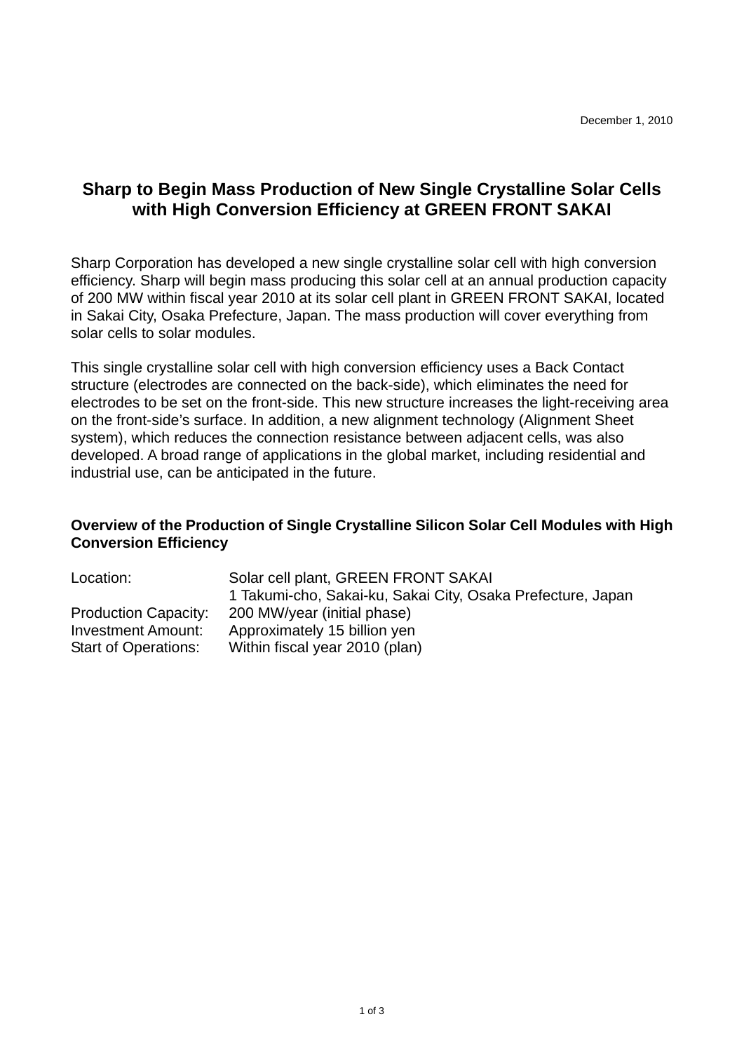December 1, 2010

# Sharp to Begin Mass Production of New Single Crystalline Solar Cells with High Conversion Efficiency at GREEN FRONT SAKAI

Sharp Corporation has developed a new single crystalline solar cell with high conversion efficiency. Sharp will begin mass producing this solar cell at an annual production capacity of 200 MW within fiscal year 2010 at its solar cell plant in GREEN FRONT SAKAI, located in Sakai City, Osaka Prefecture, Japan. The mass production will cover everything from solar cells to solar modules.

This single crystalline solar cell with high conversion efficiency uses a Back Contact structure (electrodes are connected on the back-side), which eliminates the need for electrodes to be set on the front-side. This new structure increases the light-receiving area on the front-side's surface. In addition, a new alignment technology (Alignment Sheet system), which reduces the connection resistance between adjacent cells, was also developed. A broad range of applications in the global market, including residential and industrial use, can be anticipated in the future.

## Overview of the Production of Single Crystalline Silicon Solar Cell Modules with High Conversion Efficiency

| | |
|---|---|
| Location: | Solar cell plant, GREEN FRONT SAKAI<br>1 Takumi-cho, Sakai-ku, Sakai City, Osaka Prefecture, Japan |
| Production Capacity: | 200 MW/year (initial phase) |
| Investment Amount: | Approximately 15 billion yen |
| Start of Operations: | Within fiscal year 2010 (plan) |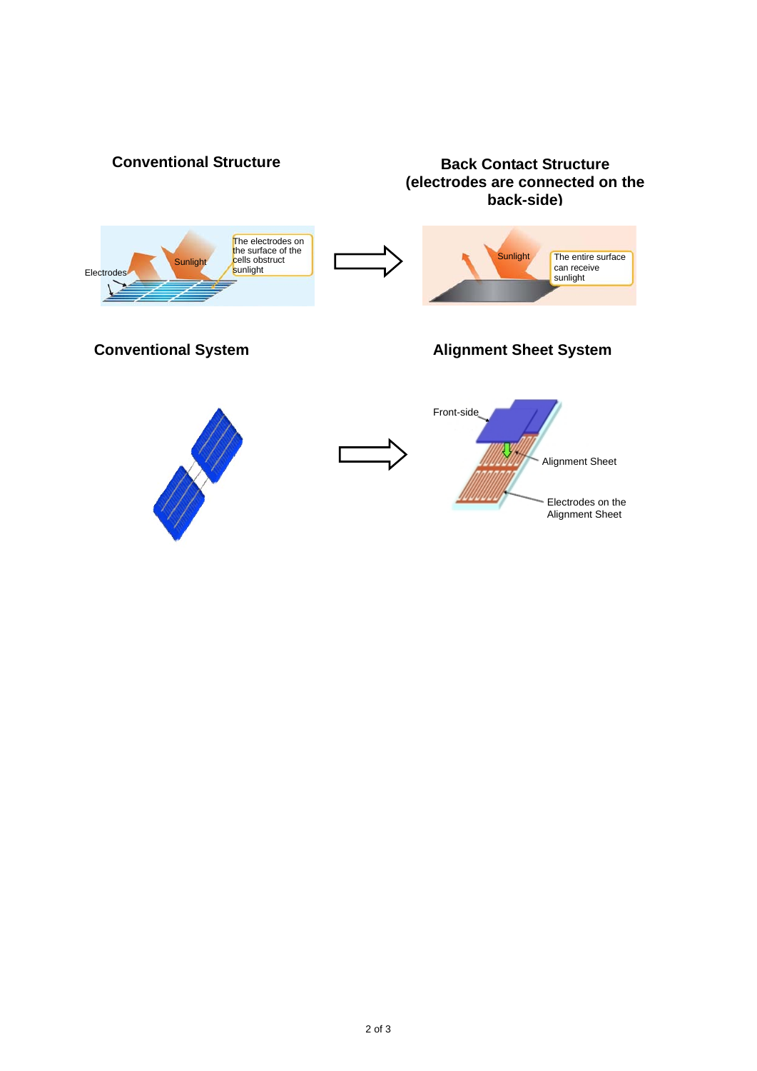**Conventional Structure**

**Back Contact Structure (electrodes are connected on the back-side)**

Electrodes

Sunlight

The electrodes on the surface of the cells obstruct sunlight

Sunlight

The entire surface can receive sunlight

**Conventional System**

**Alignment Sheet System**

Front-side

Alignment Sheet

Electrodes on the Alignment Sheet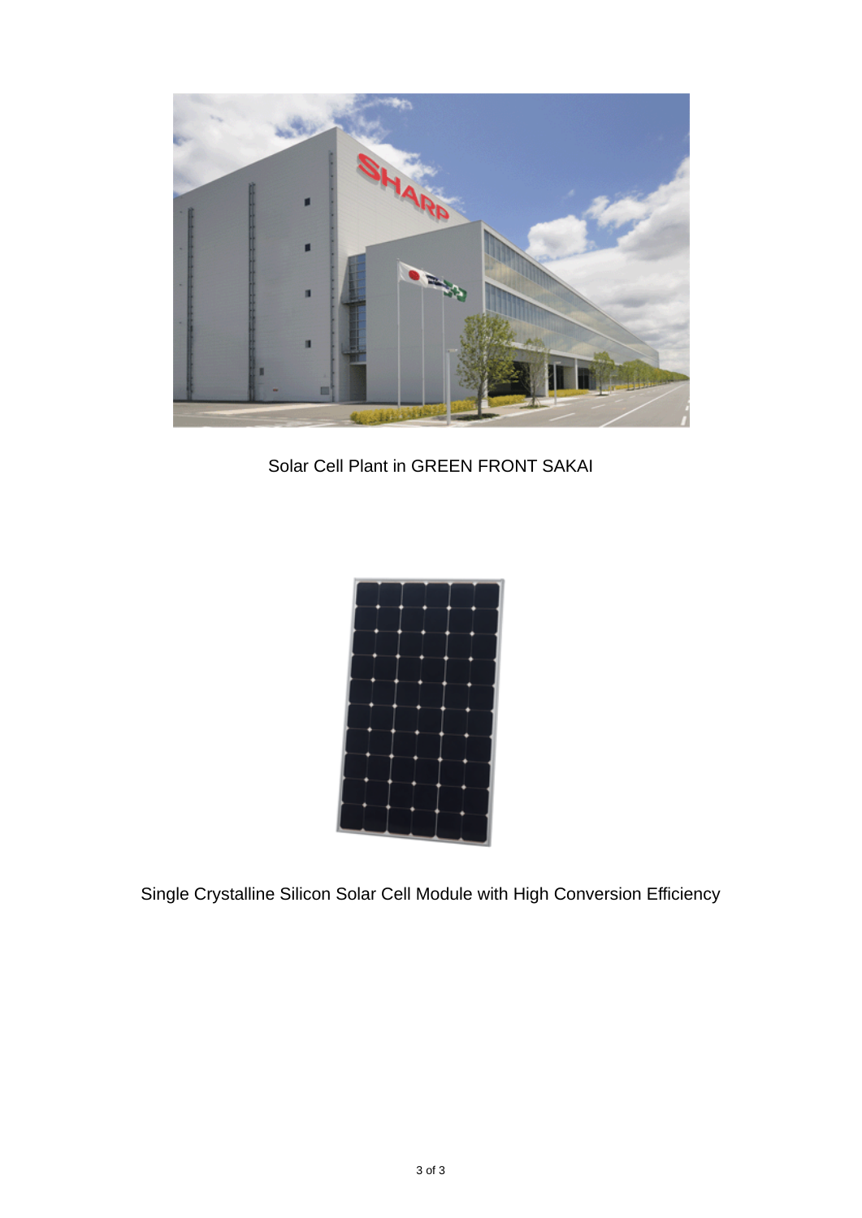Solar Cell Plant in GREEN FRONT SAKAI

Single Crystalline Silicon Solar Cell Module with High Conversion Efficiency